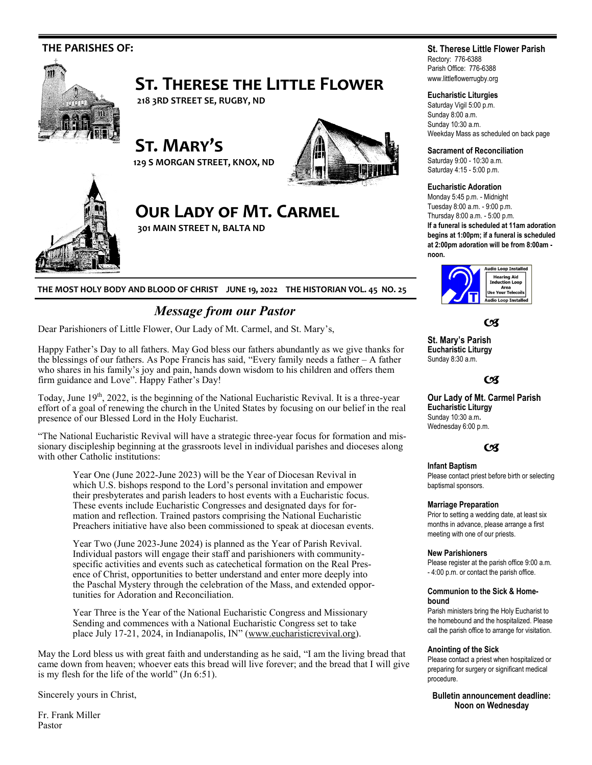**THE PARISHES OF:**

# St. Therese the Little Flower

**218 3RD STREET SE, RUGBY, ND**

# St. Mary's

**129 S MORGAN STREET, KNOX, ND**

# Our Lady of Mt. Carmel

**301 MAIN STREET N, BALTA ND**

**THE MOST HOLY BODY AND BLOOD OF CHRIST JUNE 19, 2022 THE HISTORIAN VOL. 45 NO. 25**

## *Message from our Pastor*

Dear Parishioners of Little Flower, Our Lady of Mt. Carmel, and St. Mary's,

Happy Father's Day to all fathers. May God bless our fathers abundantly as we give thanks for the blessings of our fathers. As Pope Francis has said, "Every family needs a father – A father who shares in his family's joy and pain, hands down wisdom to his children and offers them firm guidance and Love". Happy Father's Day!

Today, June 19th, 2022, is the beginning of the National Eucharistic Revival. It is a three-year effort of a goal of renewing the church in the United States by focusing on our belief in the real presence of our Blessed Lord in the Holy Eucharist.

"The National Eucharistic Revival will have a strategic three-year focus for formation and missionary discipleship beginning at the grassroots level in individual parishes and dioceses along with other Catholic institutions:

> Year One (June 2022-June 2023) will be the Year of Diocesan Revival in which U.S. bishops respond to the Lord's personal invitation and empower their presbyterates and parish leaders to host events with a Eucharistic focus. These events include Eucharistic Congresses and designated days for formation and reflection. Trained pastors comprising the National Eucharistic Preachers initiative have also been commissioned to speak at diocesan events.
>
> Year Two (June 2023-June 2024) is planned as the Year of Parish Revival. Individual pastors will engage their staff and parishioners with community-specific activities and events such as catechetical formation on the Real Presence of Christ, opportunities to better understand and enter more deeply into the Paschal Mystery through the celebration of the Mass, and extended opportunities for Adoration and Reconciliation.
>
> Year Three is the Year of the National Eucharistic Congress and Missionary Sending and commences with a National Eucharistic Congress set to take place July 17-21, 2024, in Indianapolis, IN" (www.eucharisticrevival.org).

May the Lord bless us with great faith and understanding as he said, "I am the living bread that came down from heaven; whoever eats this bread will live forever; and the bread that I will give is my flesh for the life of the world" (Jn 6:51).

Sincerely yours in Christ,

Fr. Frank Miller
Pastor

---

**St. Therese Little Flower Parish**
Rectory: 776-6388
Parish Office: 776-6388
www.littleflowerrugby.org

**Eucharistic Liturgies**
Saturday Vigil 5:00 p.m.
Sunday 8:00 a.m.
Sunday 10:30 a.m.
Weekday Mass as scheduled on back page

**Sacrament of Reconciliation**
Saturday 9:00 - 10:30 a.m.
Saturday 4:15 - 5:00 p.m.

**Eucharistic Adoration**
Monday 5:45 p.m. - Midnight
Tuesday 8:00 a.m. - 9:00 p.m.
Thursday 8:00 a.m. - 5:00 p.m.
**If a funeral is scheduled at 11am adoration begins at 1:00pm; if a funeral is scheduled at 2:00pm adoration will be from 8:00am - noon.**

Audio Loop Installed
Hearing Aid Induction Loop Area
Use Your Telecoils
Audio Loop Installed

**St. Mary's Parish**
**Eucharistic Liturgy**
Sunday 8:30 a.m.

**Our Lady of Mt. Carmel Parish**
**Eucharistic Liturgy**
Sunday 10:30 a.m.
Wednesday 6:00 p.m.

**Infant Baptism**
Please contact priest before birth or selecting baptismal sponsors.

**Marriage Preparation**
Prior to setting a wedding date, at least six months in advance, please arrange a first meeting with one of our priests.

**New Parishioners**
Please register at the parish office 9:00 a.m. - 4:00 p.m. or contact the parish office.

**Communion to the Sick & Homebound**
Parish ministers bring the Holy Eucharist to the homebound and the hospitalized. Please call the parish office to arrange for visitation.

**Anointing of the Sick**
Please contact a priest when hospitalized or preparing for surgery or significant medical procedure.

**Bulletin announcement deadline: Noon on Wednesday**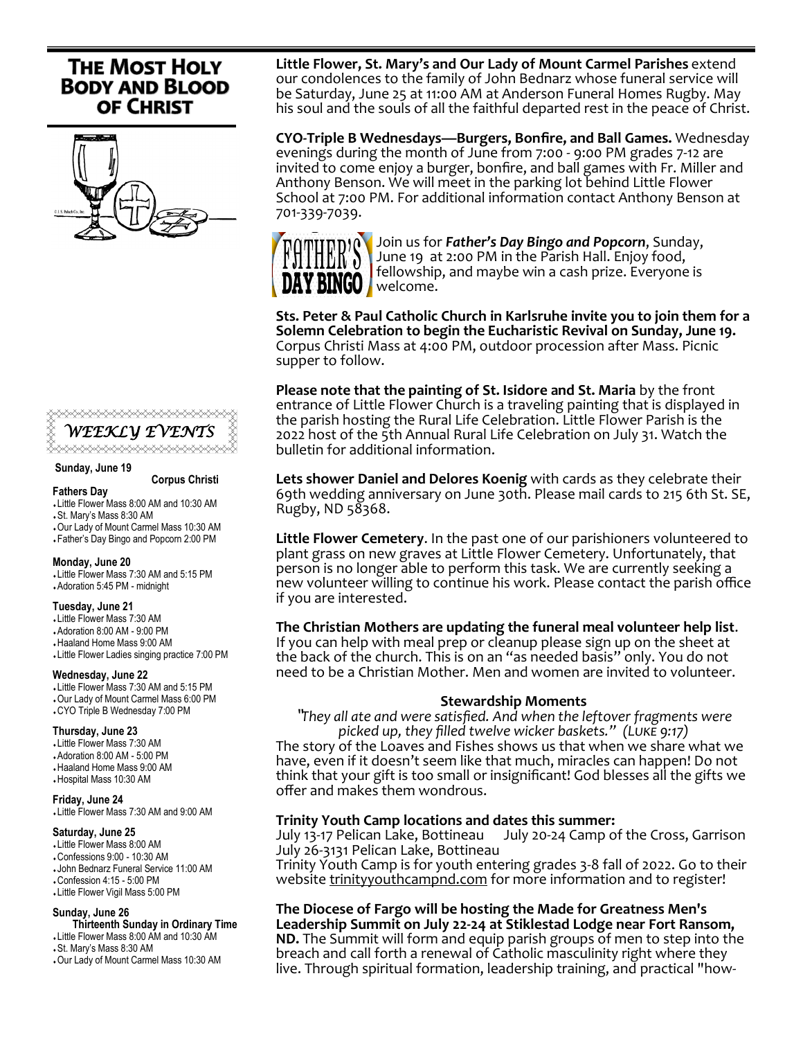# The Most Holy Body and Blood of Christ

## WEEKLY EVENTS

**Sunday, June 19** — **Corpus Christi**

**Fathers Day**

- Little Flower Mass 8:00 AM and 10:30 AM
- St. Mary's Mass 8:30 AM
- Our Lady of Mount Carmel Mass 10:30 AM
- Father's Day Bingo and Popcorn 2:00 PM

**Monday, June 20**

- Little Flower Mass 7:30 AM and 5:15 PM
- Adoration 5:45 PM - midnight

**Tuesday, June 21**

- Little Flower Mass 7:30 AM
- Adoration 8:00 AM - 9:00 PM
- Haaland Home Mass 9:00 AM
- Little Flower Ladies singing practice 7:00 PM

**Wednesday, June 22**

- Little Flower Mass 7:30 AM and 5:15 PM
- Our Lady of Mount Carmel Mass 6:00 PM
- CYO Triple B Wednesday 7:00 PM

**Thursday, June 23**

- Little Flower Mass 7:30 AM
- Adoration 8:00 AM - 5:00 PM
- Haaland Home Mass 9:00 AM
- Hospital Mass 10:30 AM

**Friday, June 24**

- Little Flower Mass 7:30 AM and 9:00 AM

**Saturday, June 25**

- Little Flower Mass 8:00 AM
- Confessions 9:00 - 10:30 AM
- John Bednarz Funeral Service 11:00 AM
- Confession 4:15 - 5:00 PM
- Little Flower Vigil Mass 5:00 PM

**Sunday, June 26**

**Thirteenth Sunday in Ordinary Time**

- Little Flower Mass 8:00 AM and 10:30 AM
- St. Mary's Mass 8:30 AM
- Our Lady of Mount Carmel Mass 10:30 AM

**Little Flower, St. Mary's and Our Lady of Mount Carmel Parishes** extend our condolences to the family of John Bednarz whose funeral service will be Saturday, June 25 at 11:00 AM at Anderson Funeral Homes Rugby. May his soul and the souls of all the faithful departed rest in the peace of Christ.

**CYO-Triple B Wednesdays—Burgers, Bonfire, and Ball Games.** Wednesday evenings during the month of June from 7:00 - 9:00 PM grades 7-12 are invited to come enjoy a burger, bonfire, and ball games with Fr. Miller and Anthony Benson. We will meet in the parking lot behind Little Flower School at 7:00 PM. For additional information contact Anthony Benson at 701-339-7039.

FATHER'S DAY BINGO

Join us for ***Father's Day Bingo and Popcorn***, Sunday, June 19 at 2:00 PM in the Parish Hall. Enjoy food, fellowship, and maybe win a cash prize. Everyone is welcome.

**Sts. Peter & Paul Catholic Church in Karlsruhe invite you to join them for a Solemn Celebration to begin the Eucharistic Revival on Sunday, June 19.** Corpus Christi Mass at 4:00 PM, outdoor procession after Mass. Picnic supper to follow.

**Please note that the painting of St. Isidore and St. Maria** by the front entrance of Little Flower Church is a traveling painting that is displayed in the parish hosting the Rural Life Celebration. Little Flower Parish is the 2022 host of the 5th Annual Rural Life Celebration on July 31. Watch the bulletin for additional information.

**Lets shower Daniel and Delores Koenig** with cards as they celebrate their 69th wedding anniversary on June 30th. Please mail cards to 215 6th St. SE, Rugby, ND 58368.

**Little Flower Cemetery**. In the past one of our parishioners volunteered to plant grass on new graves at Little Flower Cemetery. Unfortunately, that person is no longer able to perform this task. We are currently seeking a new volunteer willing to continue his work. Please contact the parish office if you are interested.

**The Christian Mothers are updating the funeral meal volunteer help list**. If you can help with meal prep or cleanup please sign up on the sheet at the back of the church. This is on an "as needed basis" only. You do not need to be a Christian Mother. Men and women are invited to volunteer.

### Stewardship Moments

*"They all ate and were satisfied. And when the leftover fragments were picked up, they filled twelve wicker baskets." (Luke 9:17)*

The story of the Loaves and Fishes shows us that when we share what we have, even if it doesn't seem like that much, miracles can happen! Do not think that your gift is too small or insignificant! God blesses all the gifts we offer and makes them wondrous.

**Trinity Youth Camp locations and dates this summer:**

July 13-17 Pelican Lake, Bottineau  July 20-24 Camp of the Cross, Garrison
July 26-3131 Pelican Lake, Bottineau

Trinity Youth Camp is for youth entering grades 3-8 fall of 2022. Go to their website trinityyouthcampnd.com for more information and to register!

**The Diocese of Fargo will be hosting the Made for Greatness Men's Leadership Summit on July 22-24 at Stiklestad Lodge near Fort Ransom, ND.** The Summit will form and equip parish groups of men to step into the breach and call forth a renewal of Catholic masculinity right where they live. Through spiritual formation, leadership training, and practical "how-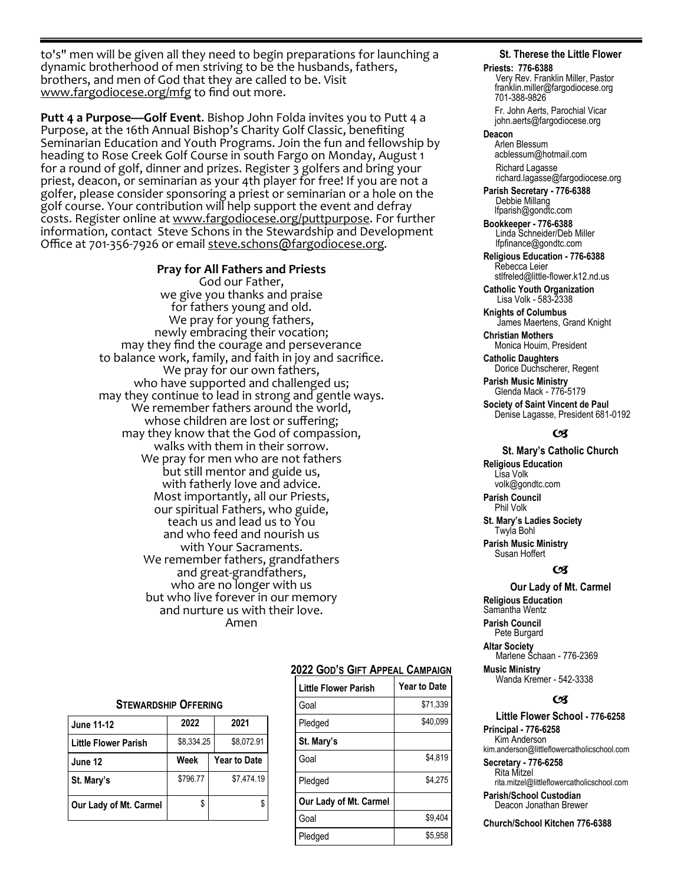to's" men will be given all they need to begin preparations for launching a dynamic brotherhood of men striving to be the husbands, fathers, brothers, and men of God that they are called to be. Visit www.fargodiocese.org/mfg to find out more.

**Putt 4 a Purpose—Golf Event**. Bishop John Folda invites you to Putt 4 a Purpose, at the 16th Annual Bishop's Charity Golf Classic, benefiting Seminarian Education and Youth Programs. Join the fun and fellowship by heading to Rose Creek Golf Course in south Fargo on Monday, August 1 for a round of golf, dinner and prizes. Register 3 golfers and bring your priest, deacon, or seminarian as your 4th player for free! If you are not a golfer, please consider sponsoring a priest or seminarian or a hole on the golf course. Your contribution will help support the event and defray costs. Register online at www.fargodiocese.org/puttpurpose. For further information, contact Steve Schons in the Stewardship and Development Office at 701-356-7926 or email steve.schons@fargodiocese.org.

**Pray for All Fathers and Priests**

God our Father,
we give you thanks and praise
for fathers young and old.
We pray for young fathers,
newly embracing their vocation;
may they find the courage and perseverance
to balance work, family, and faith in joy and sacrifice.
We pray for our own fathers,
who have supported and challenged us;
may they continue to lead in strong and gentle ways.
We remember fathers around the world,
whose children are lost or suffering;
may they know that the God of compassion,
walks with them in their sorrow.
We pray for men who are not fathers
but still mentor and guide us,
with fatherly love and advice.
Most importantly, all our Priests,
our spiritual Fathers, who guide,
teach us and lead us to You
and who feed and nourish us
with Your Sacraments.
We remember fathers, grandfathers
and great-grandfathers,
who are no longer with us
but who live forever in our memory
and nurture us with their love.
Amen

**Stewardship Offering**

| June 11-12 | 2022 | 2021 |
|---|---|---|
| Little Flower Parish | $8,334.25 | $8,072.91 |
| June 12 | Week | Year to Date |
| St. Mary's | $796.77 | $7,474.19 |
| Our Lady of Mt. Carmel | $ | $ |

**2022 God's Gift Appeal Campaign**

| Little Flower Parish | Year to Date |
|---|---|
| Goal | $71,339 |
| Pledged | $40,099 |
| **St. Mary's** | |
| Goal | $4,819 |
| Pledged | $4,275 |
| **Our Lady of Mt. Carmel** | |
| Goal | $9,404 |
| Pledged | $5,958 |

### St. Therese the Little Flower

**Priests: 776-6388**
Very Rev. Franklin Miller, Pastor
franklin.miller@fargodiocese.org
701-388-9826
Fr. John Aerts, Parochial Vicar
john.aerts@fargodiocese.org

**Deacon**
Arlen Blessum
acblessum@hotmail.com
Richard Lagasse
richard.lagasse@fargodiocese.org

**Parish Secretary - 776-6388**
Debbie Millang
lfparish@gondtc.com

**Bookkeeper - 776-6388**
Linda Schneider/Deb Miller
lfpfinance@gondtc.com

**Religious Education - 776-6388**
Rebecca Leier
stlfreled@little-flower.k12.nd.us

**Catholic Youth Organization**
Lisa Volk - 583-2338

**Knights of Columbus**
James Maertens, Grand Knight

**Christian Mothers**
Monica Houim, President

**Catholic Daughters**
Dorice Duchscherer, Regent

**Parish Music Ministry**
Glenda Mack - 776-5179

**Society of Saint Vincent de Paul**
Denise Lagasse, President 681-0192

### St. Mary's Catholic Church

**Religious Education**
Lisa Volk
volk@gondtc.com

**Parish Council**
Phil Volk

**St. Mary's Ladies Society**
Twyla Bohl

**Parish Music Ministry**
Susan Hoffert

### Our Lady of Mt. Carmel

**Religious Education**
Samantha Wentz

**Parish Council**
Pete Burgard

**Altar Society**
Marlene Schaan - 776-2369

**Music Ministry**
Wanda Kremer - 542-3338

### Little Flower School - 776-6258

**Principal - 776-6258**
Kim Anderson
kim.anderson@littleflowercatholicschool.com

**Secretary - 776-6258**
Rita Mitzel
rita.mitzel@littleflowercatholicschool.com

**Parish/School Custodian**
Deacon Jonathan Brewer

**Church/School Kitchen 776-6388**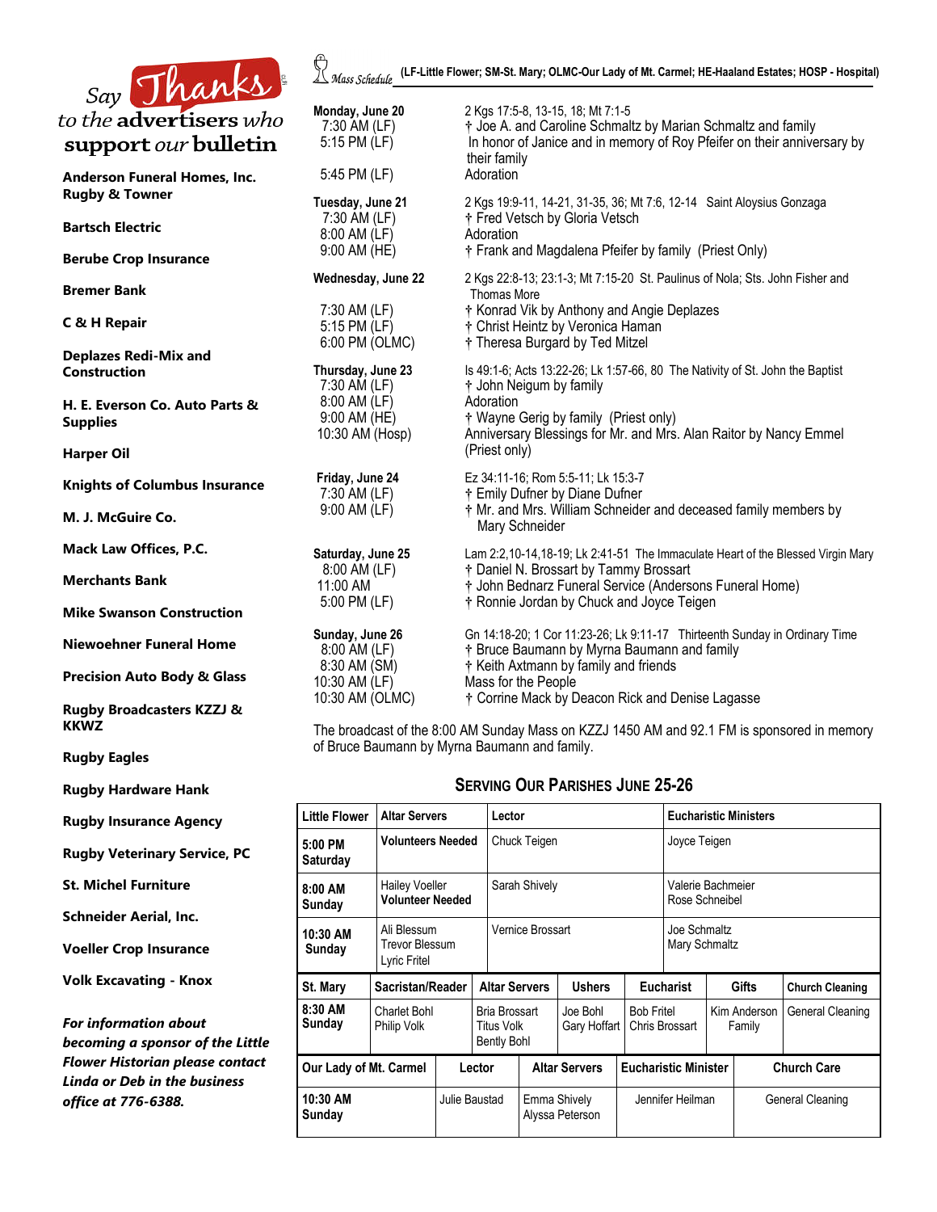Say **Thanks** to the **advertisers** who support *our* **bulletin**

**Anderson Funeral Homes, Inc. Rugby & Towner**

**Bartsch Electric**

**Berube Crop Insurance**

**Bremer Bank**

**C & H Repair**

**Deplazes Redi-Mix and Construction**

**H. E. Everson Co. Auto Parts & Supplies**

**Harper Oil**

**Knights of Columbus Insurance**

**M. J. McGuire Co.**

**Mack Law Offices, P.C.**

**Merchants Bank**

**Mike Swanson Construction**

**Niewoehner Funeral Home**

**Precision Auto Body & Glass**

**Rugby Broadcasters KZZJ & KKWZ**

**Rugby Eagles**

**Rugby Hardware Hank**

**Rugby Insurance Agency**

**Rugby Veterinary Service, PC**

**St. Michel Furniture**

**Schneider Aerial, Inc.**

**Voeller Crop Insurance**

**Volk Excavating - Knox**

***For information about becoming a sponsor of the Little Flower Historian please contact Linda or Deb in the business office at 776-6388.***

## Mass Schedule

**(LF-Little Flower; SM-St. Mary; OLMC-Our Lady of Mt. Carmel; HE-Haaland Estates; HOSP - Hospital)**

**Monday, June 20** — 2 Kgs 17:5-8, 13-15, 18; Mt 7:1-5
- 7:30 AM (LF) — † Joe A. and Caroline Schmaltz by Marian Schmaltz and family
- 5:15 PM (LF) — In honor of Janice and in memory of Roy Pfeifer on their anniversary by their family
- 5:45 PM (LF) — Adoration

**Tuesday, June 21** — 2 Kgs 19:9-11, 14-21, 31-35, 36; Mt 7:6, 12-14 Saint Aloysius Gonzaga
- 7:30 AM (LF) — † Fred Vetsch by Gloria Vetsch
- 8:00 AM (LF) — Adoration
- 9:00 AM (HE) — † Frank and Magdalena Pfeifer by family (Priest Only)

**Wednesday, June 22** — 2 Kgs 22:8-13; 23:1-3; Mt 7:15-20 St. Paulinus of Nola; Sts. John Fisher and Thomas More
- 7:30 AM (LF) — † Konrad Vik by Anthony and Angie Deplazes
- 5:15 PM (LF) — † Christ Heintz by Veronica Haman
- 6:00 PM (OLMC) — † Theresa Burgard by Ted Mitzel

**Thursday, June 23** — Is 49:1-6; Acts 13:22-26; Lk 1:57-66, 80 The Nativity of St. John the Baptist
- 7:30 AM (LF) — † John Neigum by family
- 8:00 AM (LF) — Adoration
- 9:00 AM (HE) — † Wayne Gerig by family (Priest only)
- 10:30 AM (Hosp) — Anniversary Blessings for Mr. and Mrs. Alan Raitor by Nancy Emmel (Priest only)

**Friday, June 24** — Ez 34:11-16; Rom 5:5-11; Lk 15:3-7
- 7:30 AM (LF) — † Emily Dufner by Diane Dufner
- 9:00 AM (LF) — † Mr. and Mrs. William Schneider and deceased family members by Mary Schneider

**Saturday, June 25** — Lam 2:2,10-14,18-19; Lk 2:41-51 The Immaculate Heart of the Blessed Virgin Mary
- 8:00 AM (LF) — † Daniel N. Brossart by Tammy Brossart
- 11:00 AM — † John Bednarz Funeral Service (Andersons Funeral Home)
- 5:00 PM (LF) — † Ronnie Jordan by Chuck and Joyce Teigen

**Sunday, June 26** — Gn 14:18-20; 1 Cor 11:23-26; Lk 9:11-17 Thirteenth Sunday in Ordinary Time
- 8:00 AM (LF) — † Bruce Baumann by Myrna Baumann and family
- 8:30 AM (SM) — † Keith Axtmann by family and friends
- 10:30 AM (LF) — Mass for the People
- 10:30 AM (OLMC) — † Corrine Mack by Deacon Rick and Denise Lagasse

The broadcast of the 8:00 AM Sunday Mass on KZZJ 1450 AM and 92.1 FM is sponsored in memory of Bruce Baumann by Myrna Baumann and family.

## Serving Our Parishes June 25-26

| Little Flower | Altar Servers | Lector | Eucharistic Ministers |
|---|---|---|---|
| **5:00 PM Saturday** | **Volunteers Needed** | Chuck Teigen | Joyce Teigen |
| **8:00 AM Sunday** | Hailey Voeller **Volunteer Needed** | Sarah Shively | Valerie Bachmeier Rose Schneibel |
| **10:30 AM Sunday** | Ali Blessum Trevor Blessum Lyric Fritel | Vernice Brossart | Joe Schmaltz Mary Schmaltz |

| St. Mary | Sacristan/Reader | Altar Servers | Ushers | Eucharist | Gifts | Church Cleaning |
|---|---|---|---|---|---|---|
| **8:30 AM Sunday** | Charlet Bohl Philip Volk | Bria Brossart Titus Volk Bently Bohl | Joe Bohl Gary Hoffart | Bob Fritel Chris Brossart | Kim Anderson Family | General Cleaning |

| Our Lady of Mt. Carmel | Lector | Altar Servers | Eucharistic Minister | Church Care |
|---|---|---|---|---|
| **10:30 AM Sunday** | Julie Baustad | Emma Shively Alyssa Peterson | Jennifer Heilman | General Cleaning |